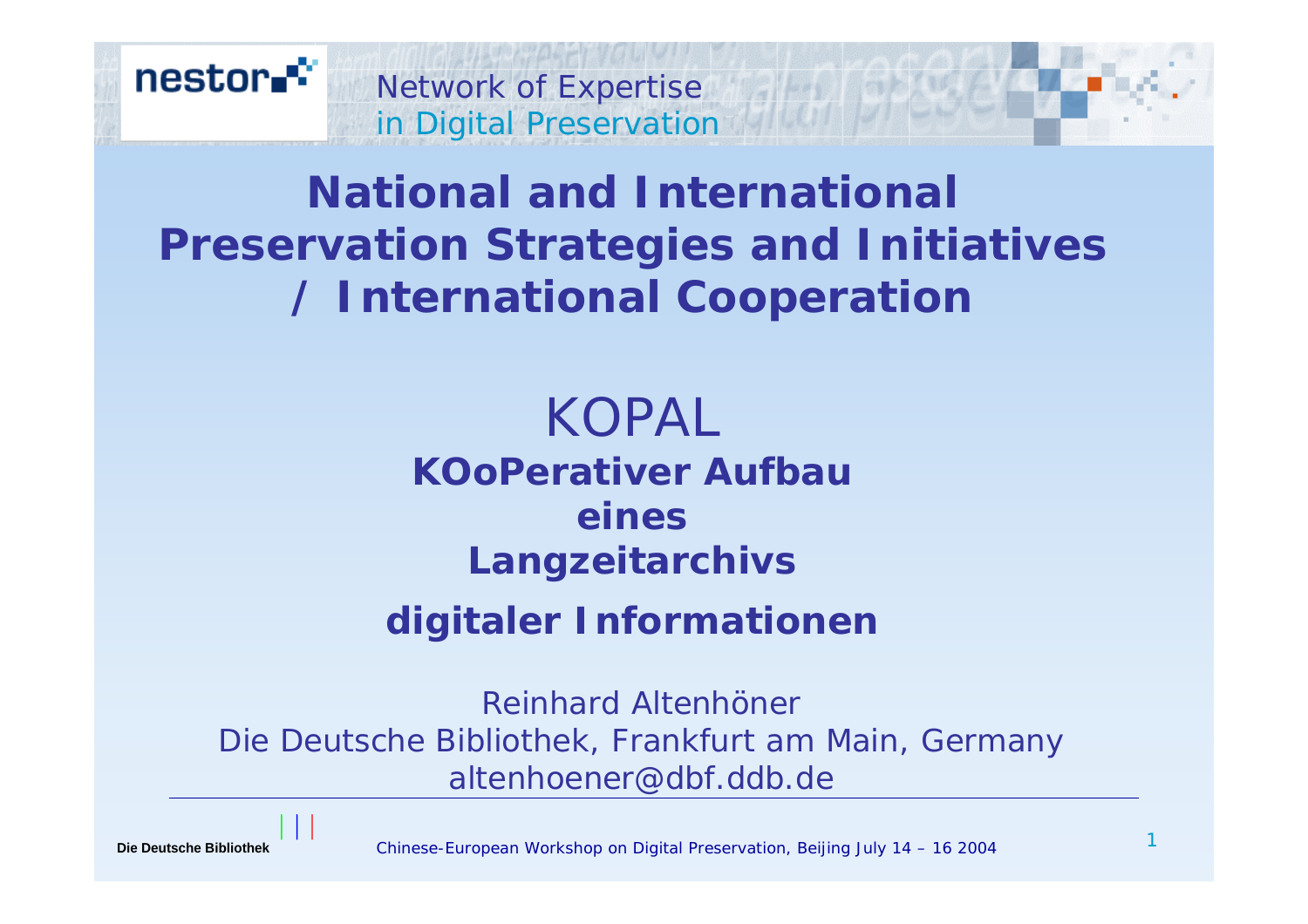nestor

Network of Expertise in Digital Preservation

# National and International Preservation Strategies and Initiatives / International Cooperation

## KOPAL

**KOoPerativer Aufbau eines Langzeitarchivs digitaler Informationen**

Reinhard Altenhöner
Die Deutsche Bibliothek, Frankfurt am Main, Germany
altenhoener@dbf.ddb.de

Die Deutsche Bibliothek

*Chinese-European Workshop on Digital Preservation, Beijing July 14 – 16 2004*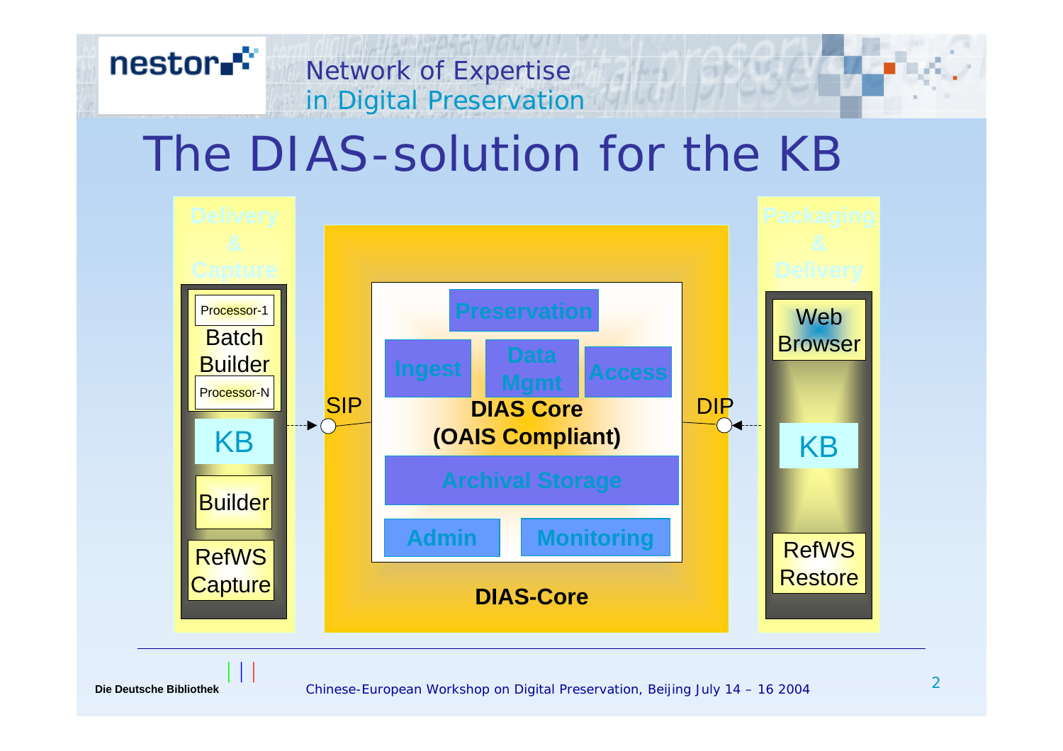# The DIAS-solution for the KB

**Delivery & Capture**

- Processor-1
- Batch Builder
- Processor-N
- KB
- Builder
- RefWS Capture

SIP

**DIAS-Core**

- Preservation
- Ingest
- Data Mgmt
- Access
- **DIAS Core (OAIS Compliant)**
- Archival Storage
- Admin
- Monitoring

DIP

**Packaging & Delivery**

- Web Browser
- KB
- RefWS Restore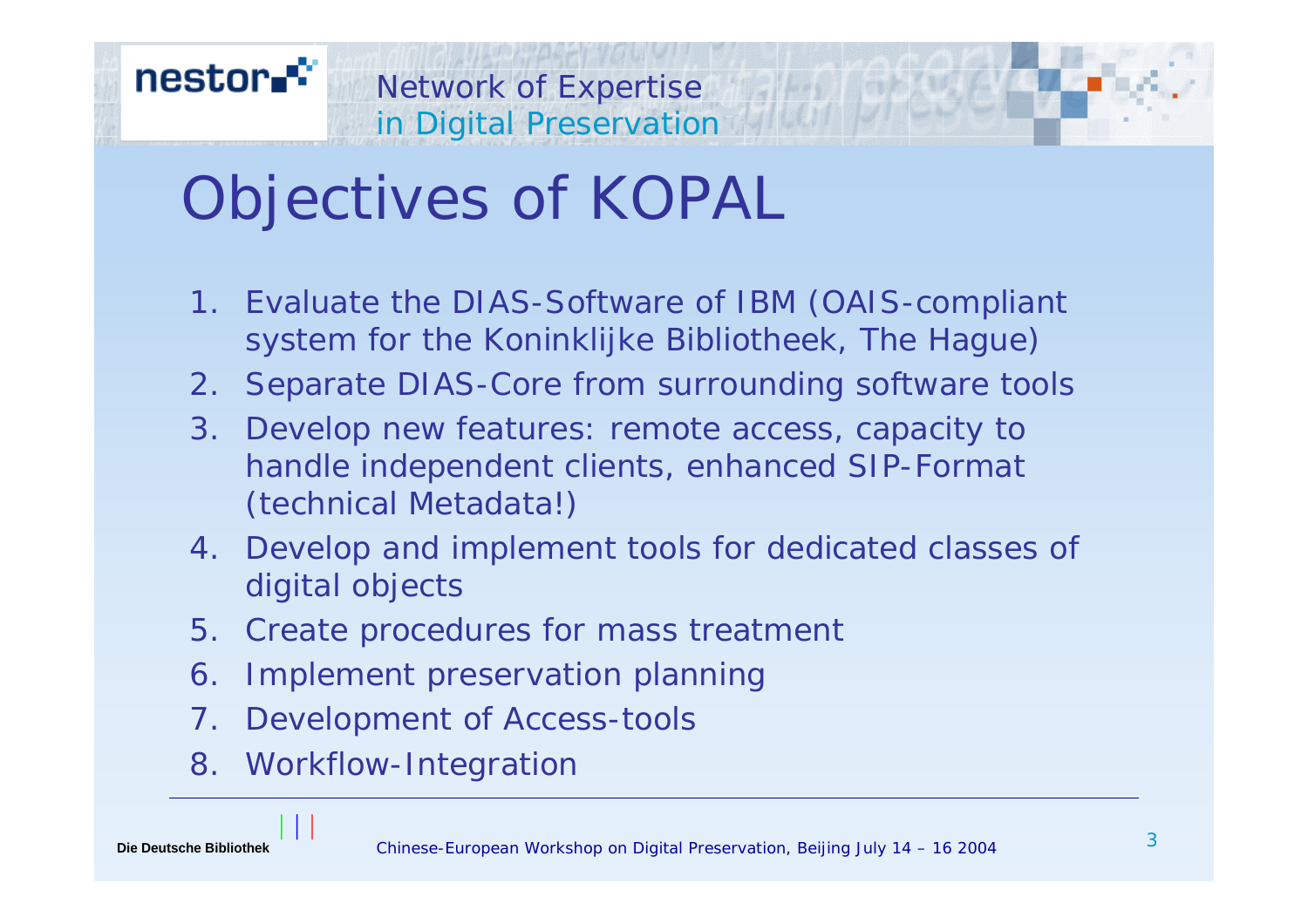# Objectives of KOPAL

1. Evaluate the DIAS-Software of IBM (OAIS-compliant system for the Koninklijke Bibliotheek, The Hague)
2. Separate DIAS-Core from surrounding software tools
3. Develop new features: remote access, capacity to handle independent clients, enhanced SIP-Format (technical Metadata!)
4. Develop and implement tools for dedicated classes of digital objects
5. Create procedures for mass treatment
6. Implement preservation planning
7. Development of Access-tools
8. Workflow-Integration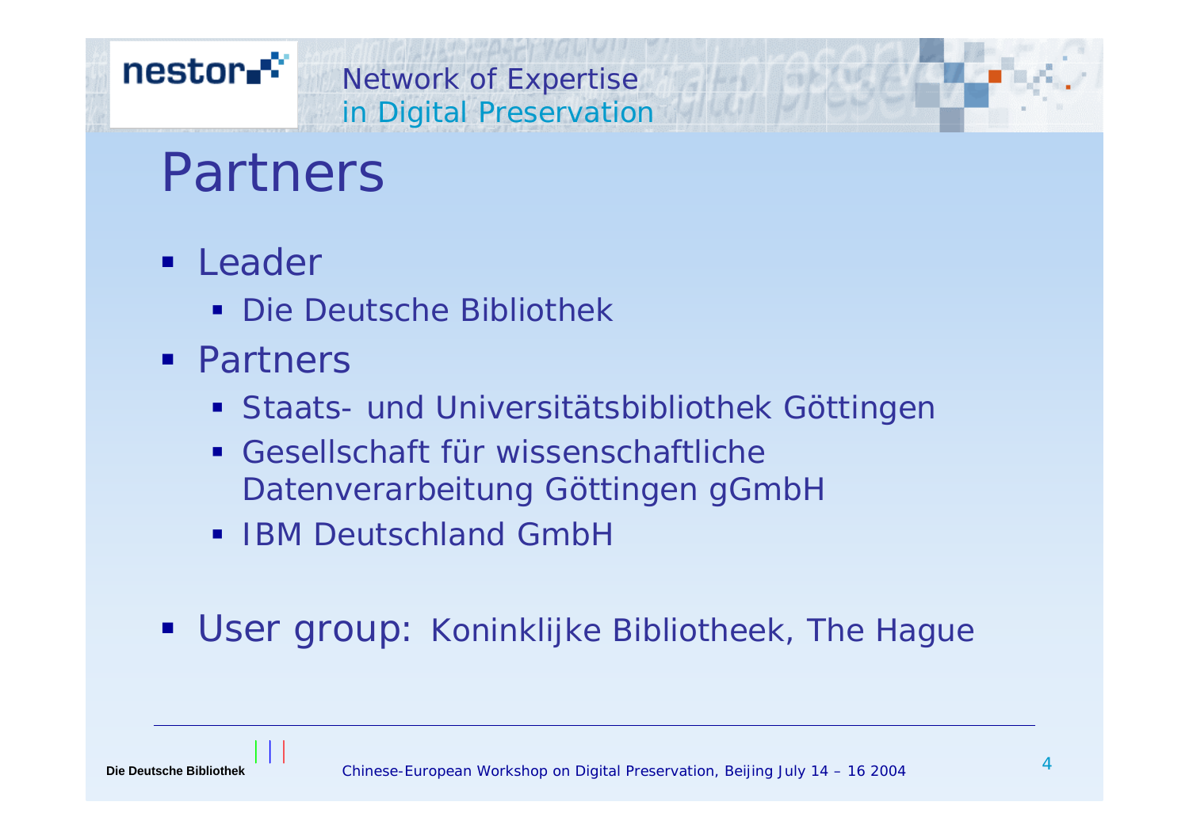# Partners

- Leader
  - Die Deutsche Bibliothek
- Partners
  - Staats- und Universitätsbibliothek Göttingen
  - Gesellschaft für wissenschaftliche Datenverarbeitung Göttingen gGmbH
  - IBM Deutschland GmbH

- User group: Koninklijke Bibliotheek, The Hague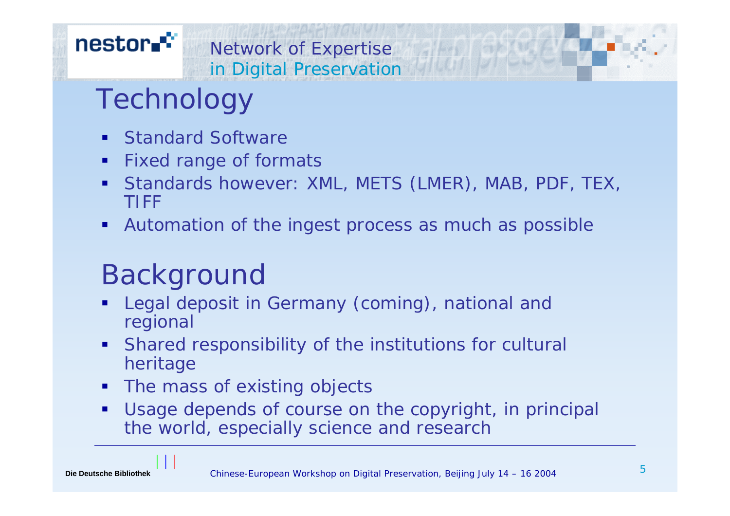# Technology

- Standard Software
- Fixed range of formats
- Standards however: XML, METS (LMER), MAB, PDF, TEX, TIFF
- Automation of the ingest process as much as possible

# Background

- Legal deposit in Germany (coming), national and regional
- Shared responsibility of the institutions for cultural heritage
- The mass of existing objects
- Usage depends of course on the copyright, in principal the world, especially science and research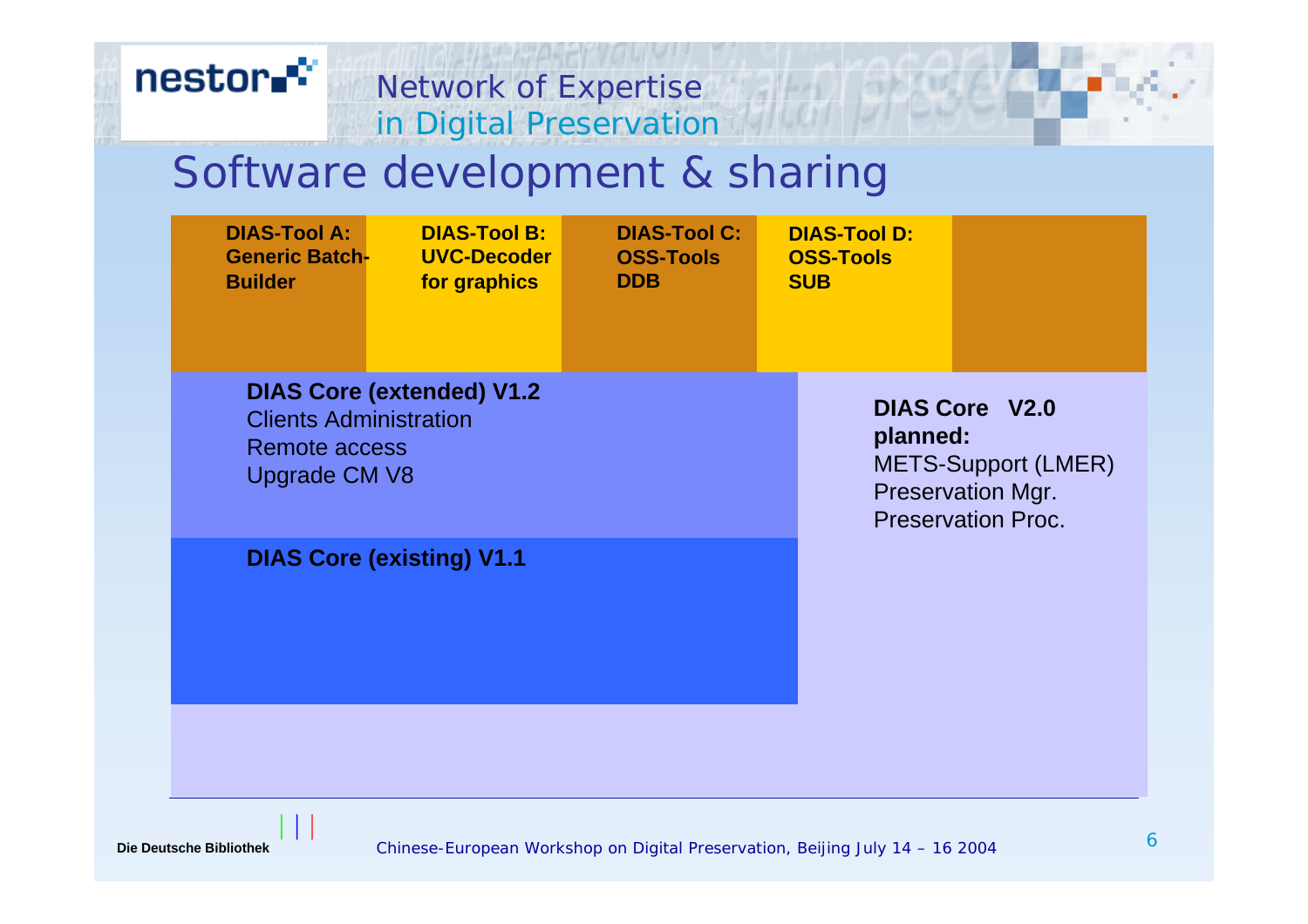# Software development & sharing

**DIAS-Tool A: Generic Batch-Builder**

**DIAS-Tool B: UVC-Decoder for graphics**

**DIAS-Tool C: OSS-Tools DDB**

**DIAS-Tool D: OSS-Tools SUB**

**DIAS Core (extended) V1.2**
Clients Administration
Remote access
Upgrade CM V8

**DIAS Core (existing) V1.1**

**DIAS Core V2.0 planned:**
METS-Support (LMER)
Preservation Mgr.
Preservation Proc.